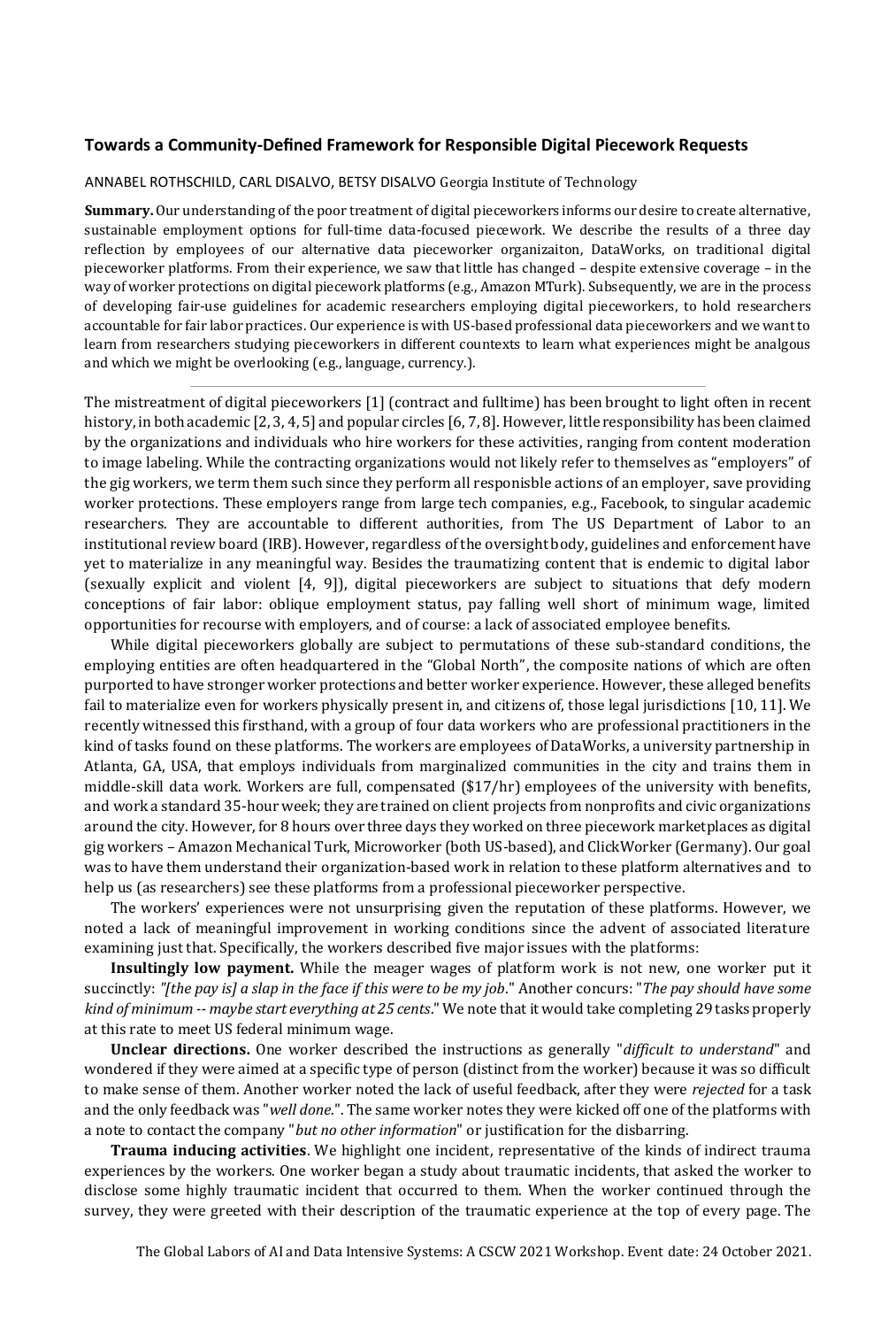## Towards a Community-Defined Framework for Responsible Digital Piecework Requests

ANNABEL ROTHSCHILD, CARL DISALVO, BETSY DISALVO Georgia Institute of Technology

**Summary.** Our understanding of the poor treatment of digital pieceworkers informs our desire to create alternative, sustainable employment options for full-time data-focused piecework. We describe the results of a three day reflection by employees of our alternative data pieceworker organizaiton, DataWorks, on traditional digital pieceworker platforms. From their experience, we saw that little has changed – despite extensive coverage – in the way of worker protections on digital piecework platforms (e.g., Amazon MTurk). Subsequently, we are in the process of developing fair-use guidelines for academic researchers employing digital pieceworkers, to hold researchers accountable for fair labor practices. Our experience is with US-based professional data pieceworkers and we want to learn from researchers studying pieceworkers in different countexts to learn what experiences might be analgous and which we might be overlooking (e.g., language, currency.).

---

The mistreatment of digital pieceworkers [1] (contract and fulltime) has been brought to light often in recent history, in both academic [2, 3, 4, 5] and popular circles [6, 7, 8]. However, little responsibility has been claimed by the organizations and individuals who hire workers for these activities, ranging from content moderation to image labeling. While the contracting organizations would not likely refer to themselves as "employers" of the gig workers, we term them such since they perform all responisble actions of an employer, save providing worker protections. These employers range from large tech companies, e.g., Facebook, to singular academic researchers. They are accountable to different authorities, from The US Department of Labor to an institutional review board (IRB). However, regardless of the oversight body, guidelines and enforcement have yet to materialize in any meaningful way. Besides the traumatizing content that is endemic to digital labor (sexually explicit and violent [4, 9]), digital pieceworkers are subject to situations that defy modern conceptions of fair labor: oblique employment status, pay falling well short of minimum wage, limited opportunities for recourse with employers, and of course: a lack of associated employee benefits.

While digital pieceworkers globally are subject to permutations of these sub-standard conditions, the employing entities are often headquartered in the "Global North", the composite nations of which are often purported to have stronger worker protections and better worker experience. However, these alleged benefits fail to materialize even for workers physically present in, and citizens of, those legal jurisdictions [10, 11]. We recently witnessed this firsthand, with a group of four data workers who are professional practitioners in the kind of tasks found on these platforms. The workers are employees of DataWorks, a university partnership in Atlanta, GA, USA, that employs individuals from marginalized communities in the city and trains them in middle-skill data work. Workers are full, compensated ($17/hr) employees of the university with benefits, and work a standard 35-hour week; they are trained on client projects from nonprofits and civic organizations around the city. However, for 8 hours over three days they worked on three piecework marketplaces as digital gig workers – Amazon Mechanical Turk, Microworker (both US-based), and ClickWorker (Germany). Our goal was to have them understand their organization-based work in relation to these platform alternatives and to help us (as researchers) see these platforms from a professional pieceworker perspective.

The workers' experiences were not unsurprising given the reputation of these platforms. However, we noted a lack of meaningful improvement in working conditions since the advent of associated literature examining just that. Specifically, the workers described five major issues with the platforms:

**Insultingly low payment.** While the meager wages of platform work is not new, one worker put it succinctly: *"[the pay is] a slap in the face if this were to be my job*." Another concurs: "*The pay should have some kind of minimum -- maybe start everything at 25 cents*." We note that it would take completing 29 tasks properly at this rate to meet US federal minimum wage.

**Unclear directions.** One worker described the instructions as generally "*difficult to understand*" and wondered if they were aimed at a specific type of person (distinct from the worker) because it was so difficult to make sense of them. Another worker noted the lack of useful feedback, after they were *rejected* for a task and the only feedback was "*well done*.". The same worker notes they were kicked off one of the platforms with a note to contact the company "*but no other information*" or justification for the disbarring.

**Trauma inducing activities**. We highlight one incident, representative of the kinds of indirect trauma experiences by the workers. One worker began a study about traumatic incidents, that asked the worker to disclose some highly traumatic incident that occurred to them. When the worker continued through the survey, they were greeted with their description of the traumatic experience at the top of every page. The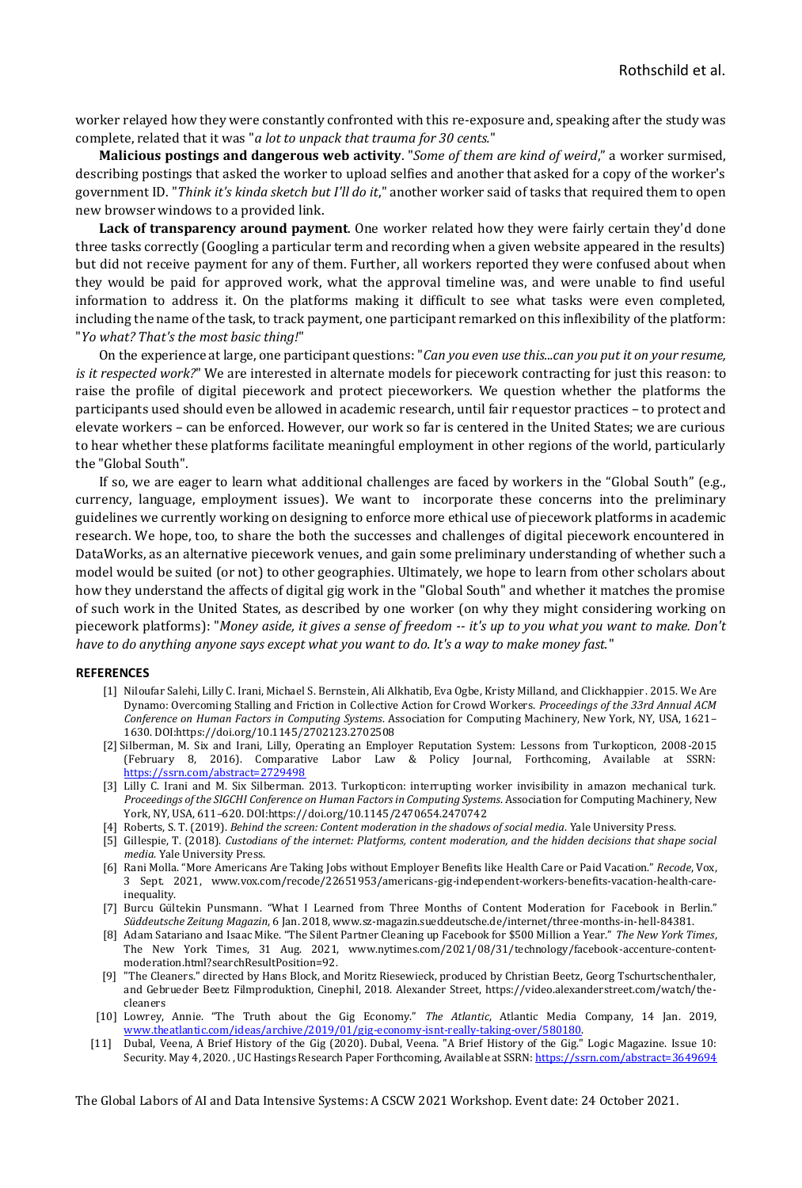worker relayed how they were constantly confronted with this re-exposure and, speaking after the study was complete, related that it was "*a lot to unpack that trauma for 30 cents.*"

**Malicious postings and dangerous web activity**. "*Some of them are kind of weird*," a worker surmised, describing postings that asked the worker to upload selfies and another that asked for a copy of the worker's government ID. "*Think it's kinda sketch but I'll do it*," another worker said of tasks that required them to open new browser windows to a provided link.

**Lack of transparency around payment**. One worker related how they were fairly certain they'd done three tasks correctly (Googling a particular term and recording when a given website appeared in the results) but did not receive payment for any of them. Further, all workers reported they were confused about when they would be paid for approved work, what the approval timeline was, and were unable to find useful information to address it. On the platforms making it difficult to see what tasks were even completed, including the name of the task, to track payment, one participant remarked on this inflexibility of the platform: "*Yo what? That's the most basic thing!*"

On the experience at large, one participant questions: "*Can you even use this...can you put it on your resume, is it respected work?*" We are interested in alternate models for piecework contracting for just this reason: to raise the profile of digital piecework and protect pieceworkers. We question whether the platforms the participants used should even be allowed in academic research, until fair requestor practices – to protect and elevate workers – can be enforced. However, our work so far is centered in the United States; we are curious to hear whether these platforms facilitate meaningful employment in other regions of the world, particularly the "Global South".

If so, we are eager to learn what additional challenges are faced by workers in the "Global South" (e.g., currency, language, employment issues). We want to incorporate these concerns into the preliminary guidelines we currently working on designing to enforce more ethical use of piecework platforms in academic research. We hope, too, to share the both the successes and challenges of digital piecework encountered in DataWorks, as an alternative piecework venues, and gain some preliminary understanding of whether such a model would be suited (or not) to other geographies. Ultimately, we hope to learn from other scholars about how they understand the affects of digital gig work in the "Global South" and whether it matches the promise of such work in the United States, as described by one worker (on why they might considering working on piecework platforms): "*Money aside, it gives a sense of freedom -- it's up to you what you want to make. Don't have to do anything anyone says except what you want to do. It's a way to make money fast.*"

## REFERENCES

[1] Niloufar Salehi, Lilly C. Irani, Michael S. Bernstein, Ali Alkhatib, Eva Ogbe, Kristy Milland, and Clickhappier. 2015. We Are Dynamo: Overcoming Stalling and Friction in Collective Action for Crowd Workers. *Proceedings of the 33rd Annual ACM Conference on Human Factors in Computing Systems*. Association for Computing Machinery, New York, NY, USA, 1621–1630. DOI:https://doi.org/10.1145/2702123.2702508

[2] Silberman, M. Six and Irani, Lilly, Operating an Employer Reputation System: Lessons from Turkopticon, 2008-2015 (February 8, 2016). Comparative Labor Law & Policy Journal, Forthcoming, Available at SSRN: https://ssrn.com/abstract=2729498

[3] Lilly C. Irani and M. Six Silberman. 2013. Turkopticon: interrupting worker invisibility in amazon mechanical turk. *Proceedings of the SIGCHI Conference on Human Factors in Computing Systems*. Association for Computing Machinery, New York, NY, USA, 611–620. DOI:https://doi.org/10.1145/2470654.2470742

[4] Roberts, S. T. (2019). *Behind the screen: Content moderation in the shadows of social media*. Yale University Press.

[5] Gillespie, T. (2018). *Custodians of the internet: Platforms, content moderation, and the hidden decisions that shape social media*. Yale University Press.

[6] Rani Molla. "More Americans Are Taking Jobs without Employer Benefits like Health Care or Paid Vacation." *Recode*, Vox, 3 Sept. 2021, www.vox.com/recode/22651953/americans-gig-independent-workers-benefits-vacation-health-care-inequality.

[7] Burcu Gültekin Punsmann. "What I Learned from Three Months of Content Moderation for Facebook in Berlin." *Süddeutsche Zeitung Magazin*, 6 Jan. 2018, www.sz-magazin.sueddeutsche.de/internet/three-months-in-hell-84381.

[8] Adam Satariano and Isaac Mike. "The Silent Partner Cleaning up Facebook for $500 Million a Year." *The New York Times*, The New York Times, 31 Aug. 2021, www.nytimes.com/2021/08/31/technology/facebook-accenture-content-moderation.html?searchResultPosition=92.

[9] "The Cleaners." directed by Hans Block, and Moritz Riesewieck, produced by Christian Beetz, Georg Tschurtschenthaler, and Gebrueder Beetz Filmproduktion, Cinephil, 2018. Alexander Street, https://video.alexanderstreet.com/watch/the-cleaners

[10] Lowrey, Annie. "The Truth about the Gig Economy." *The Atlantic*, Atlantic Media Company, 14 Jan. 2019, www.theatlantic.com/ideas/archive/2019/01/gig-economy-isnt-really-taking-over/580180.

[11] Dubal, Veena, A Brief History of the Gig (2020). Dubal, Veena. "A Brief History of the Gig." Logic Magazine. Issue 10: Security. May 4, 2020. , UC Hastings Research Paper Forthcoming, Available at SSRN: https://ssrn.com/abstract=3649694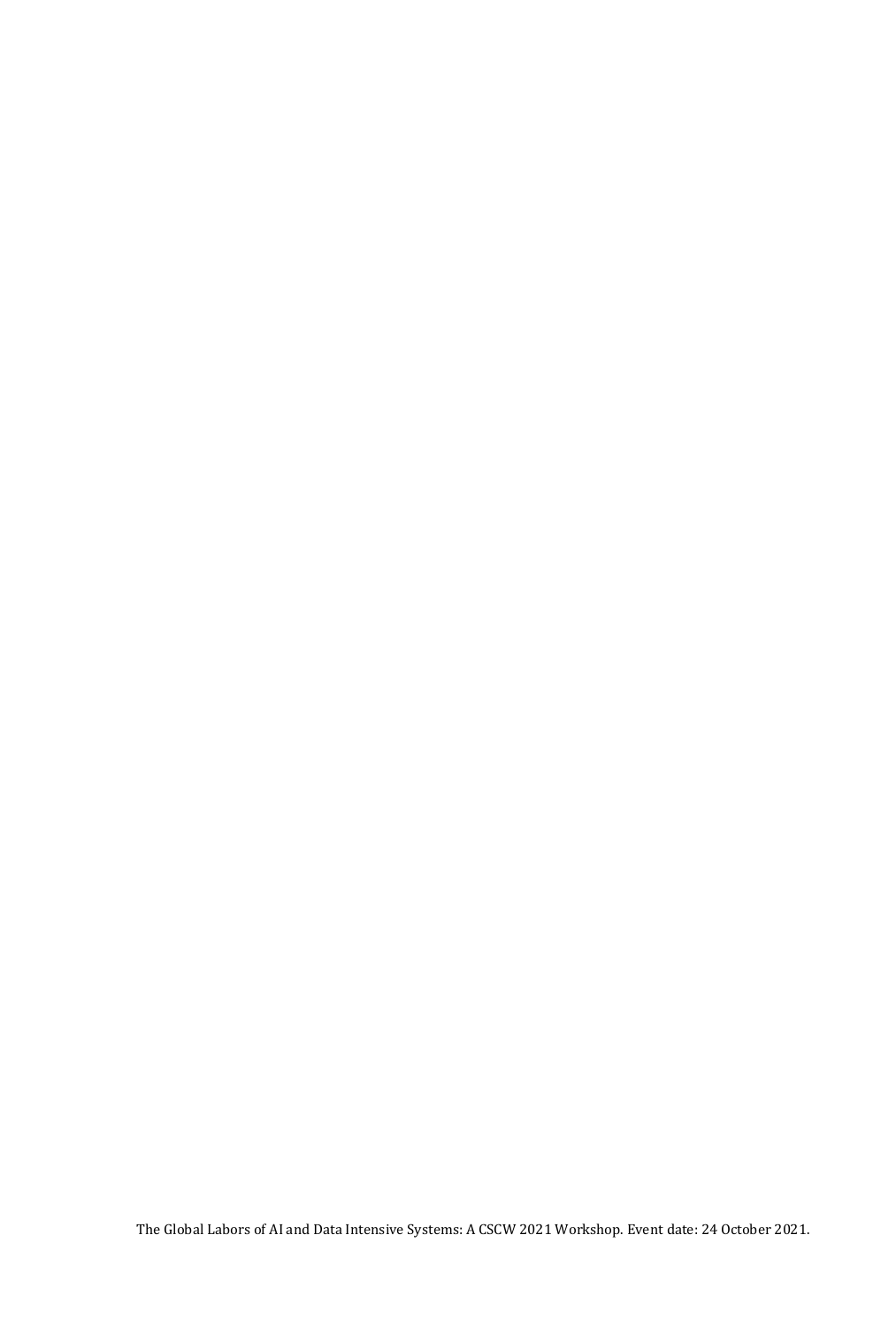The Global Labors of AI and Data Intensive Systems: A CSCW 2021 Workshop. Event date: 24 October 2021.